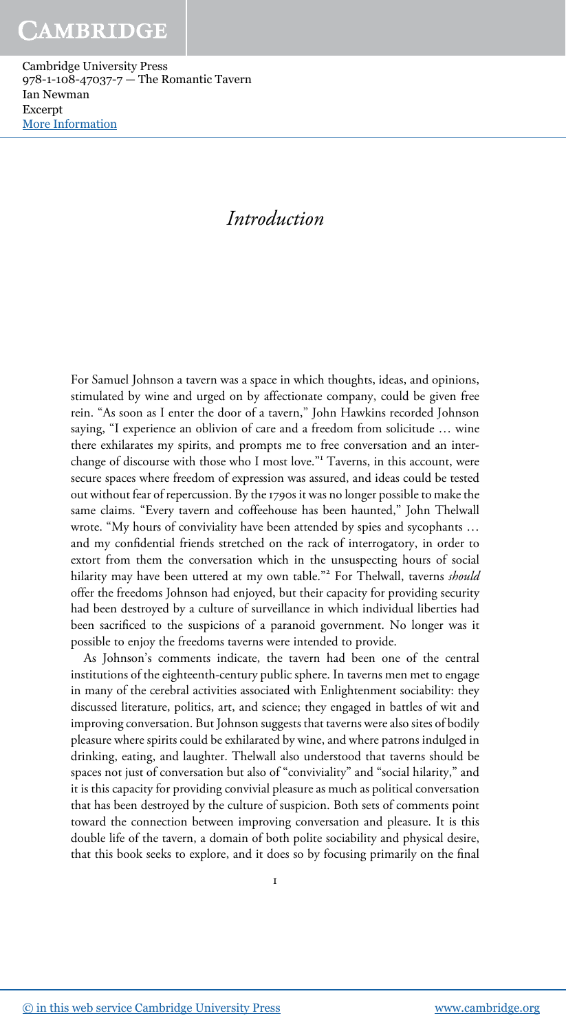# Introduction

For Samuel Johnson a tavern was a space in which thoughts, ideas, and opinions, stimulated by wine and urged on by affectionate company, could be given free rein. "As soon as I enter the door of a tavern," John Hawkins recorded Johnson saying, "I experience an oblivion of care and a freedom from solicitude … wine there exhilarates my spirits, and prompts me to free conversation and an interchange of discourse with those who I most love."[1] Taverns, in this account, were secure spaces where freedom of expression was assured, and ideas could be tested out without fear of repercussion. By the 1790s it was no longer possible to make the same claims. "Every tavern and coffeehouse has been haunted," John Thelwall wrote. "My hours of conviviality have been attended by spies and sycophants … and my confidential friends stretched on the rack of interrogatory, in order to extort from them the conversation which in the unsuspecting hours of social hilarity may have been uttered at my own table."[2] For Thelwall, taverns *should* offer the freedoms Johnson had enjoyed, but their capacity for providing security had been destroyed by a culture of surveillance in which individual liberties had been sacrificed to the suspicions of a paranoid government. No longer was it possible to enjoy the freedoms taverns were intended to provide.

As Johnson's comments indicate, the tavern had been one of the central institutions of the eighteenth-century public sphere. In taverns men met to engage in many of the cerebral activities associated with Enlightenment sociability: they discussed literature, politics, art, and science; they engaged in battles of wit and improving conversation. But Johnson suggests that taverns were also sites of bodily pleasure where spirits could be exhilarated by wine, and where patrons indulged in drinking, eating, and laughter. Thelwall also understood that taverns should be spaces not just of conversation but also of "conviviality" and "social hilarity," and it is this capacity for providing convivial pleasure as much as political conversation that has been destroyed by the culture of suspicion. Both sets of comments point toward the connection between improving conversation and pleasure. It is this double life of the tavern, a domain of both polite sociability and physical desire, that this book seeks to explore, and it does so by focusing primarily on the final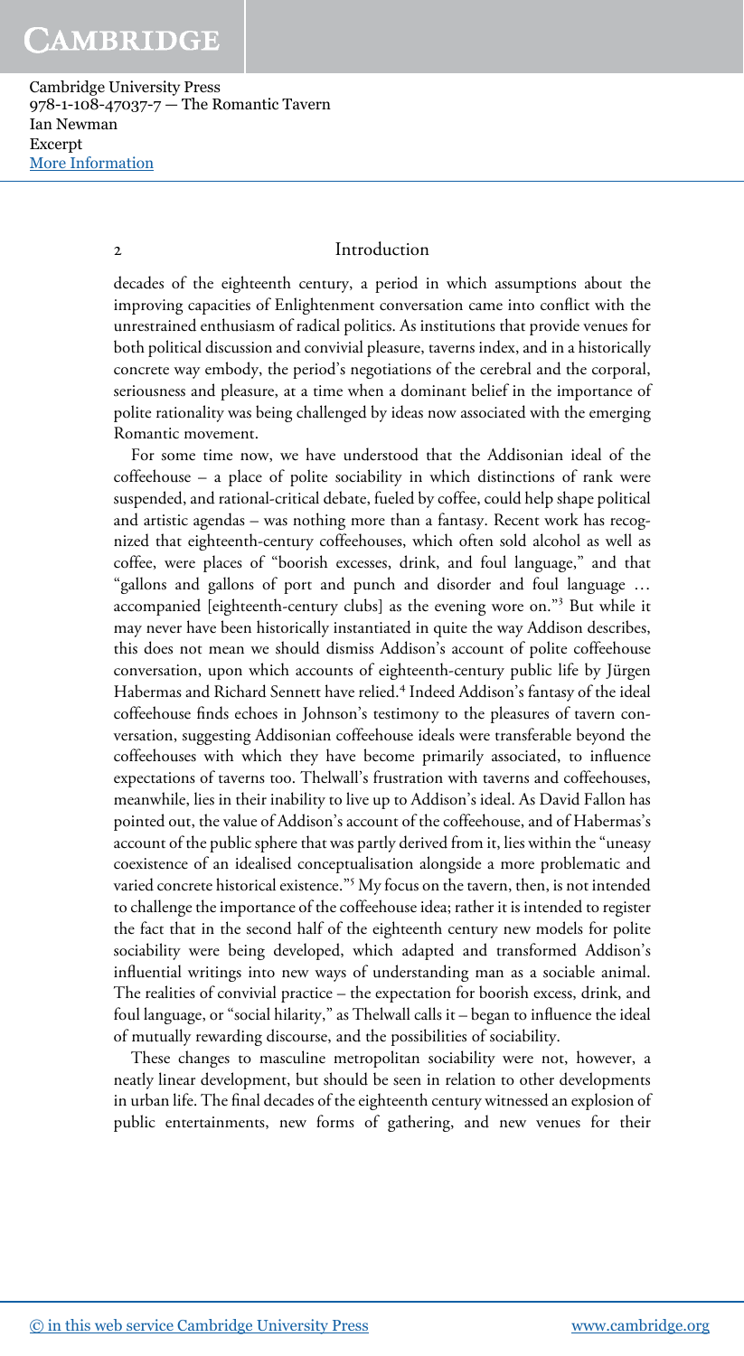decades of the eighteenth century, a period in which assumptions about the improving capacities of Enlightenment conversation came into conflict with the unrestrained enthusiasm of radical politics. As institutions that provide venues for both political discussion and convivial pleasure, taverns index, and in a historically concrete way embody, the period's negotiations of the cerebral and the corporal, seriousness and pleasure, at a time when a dominant belief in the importance of polite rationality was being challenged by ideas now associated with the emerging Romantic movement.

For some time now, we have understood that the Addisonian ideal of the coffeehouse – a place of polite sociability in which distinctions of rank were suspended, and rational-critical debate, fueled by coffee, could help shape political and artistic agendas – was nothing more than a fantasy. Recent work has recognized that eighteenth-century coffeehouses, which often sold alcohol as well as coffee, were places of "boorish excesses, drink, and foul language," and that "gallons and gallons of port and punch and disorder and foul language … accompanied [eighteenth-century clubs] as the evening wore on."[3] But while it may never have been historically instantiated in quite the way Addison describes, this does not mean we should dismiss Addison's account of polite coffeehouse conversation, upon which accounts of eighteenth-century public life by Jürgen Habermas and Richard Sennett have relied.[4] Indeed Addison's fantasy of the ideal coffeehouse finds echoes in Johnson's testimony to the pleasures of tavern conversation, suggesting Addisonian coffeehouse ideals were transferable beyond the coffeehouses with which they have become primarily associated, to influence expectations of taverns too. Thelwall's frustration with taverns and coffeehouses, meanwhile, lies in their inability to live up to Addison's ideal. As David Fallon has pointed out, the value of Addison's account of the coffeehouse, and of Habermas's account of the public sphere that was partly derived from it, lies within the "uneasy coexistence of an idealised conceptualisation alongside a more problematic and varied concrete historical existence."[5] My focus on the tavern, then, is not intended to challenge the importance of the coffeehouse idea; rather it is intended to register the fact that in the second half of the eighteenth century new models for polite sociability were being developed, which adapted and transformed Addison's influential writings into new ways of understanding man as a sociable animal. The realities of convivial practice – the expectation for boorish excess, drink, and foul language, or "social hilarity," as Thelwall calls it – began to influence the ideal of mutually rewarding discourse, and the possibilities of sociability.

These changes to masculine metropolitan sociability were not, however, a neatly linear development, but should be seen in relation to other developments in urban life. The final decades of the eighteenth century witnessed an explosion of public entertainments, new forms of gathering, and new venues for their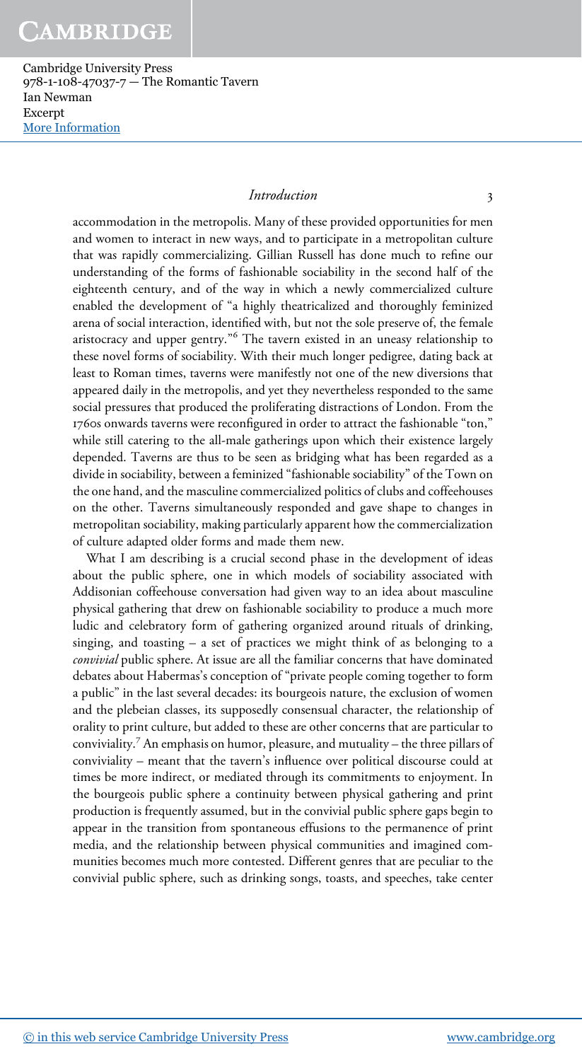accommodation in the metropolis. Many of these provided opportunities for men and women to interact in new ways, and to participate in a metropolitan culture that was rapidly commercializing. Gillian Russell has done much to refine our understanding of the forms of fashionable sociability in the second half of the eighteenth century, and of the way in which a newly commercialized culture enabled the development of "a highly theatricalized and thoroughly feminized arena of social interaction, identified with, but not the sole preserve of, the female aristocracy and upper gentry."[6] The tavern existed in an uneasy relationship to these novel forms of sociability. With their much longer pedigree, dating back at least to Roman times, taverns were manifestly not one of the new diversions that appeared daily in the metropolis, and yet they nevertheless responded to the same social pressures that produced the proliferating distractions of London. From the 1760s onwards taverns were reconfigured in order to attract the fashionable "ton," while still catering to the all-male gatherings upon which their existence largely depended. Taverns are thus to be seen as bridging what has been regarded as a divide in sociability, between a feminized "fashionable sociability" of the Town on the one hand, and the masculine commercialized politics of clubs and coffeehouses on the other. Taverns simultaneously responded and gave shape to changes in metropolitan sociability, making particularly apparent how the commercialization of culture adapted older forms and made them new.

What I am describing is a crucial second phase in the development of ideas about the public sphere, one in which models of sociability associated with Addisonian coffeehouse conversation had given way to an idea about masculine physical gathering that drew on fashionable sociability to produce a much more ludic and celebratory form of gathering organized around rituals of drinking, singing, and toasting – a set of practices we might think of as belonging to a *convivial* public sphere. At issue are all the familiar concerns that have dominated debates about Habermas's conception of "private people coming together to form a public" in the last several decades: its bourgeois nature, the exclusion of women and the plebeian classes, its supposedly consensual character, the relationship of orality to print culture, but added to these are other concerns that are particular to conviviality.[7] An emphasis on humor, pleasure, and mutuality – the three pillars of conviviality – meant that the tavern's influence over political discourse could at times be more indirect, or mediated through its commitments to enjoyment. In the bourgeois public sphere a continuity between physical gathering and print production is frequently assumed, but in the convivial public sphere gaps begin to appear in the transition from spontaneous effusions to the permanence of print media, and the relationship between physical communities and imagined communities becomes much more contested. Different genres that are peculiar to the convivial public sphere, such as drinking songs, toasts, and speeches, take center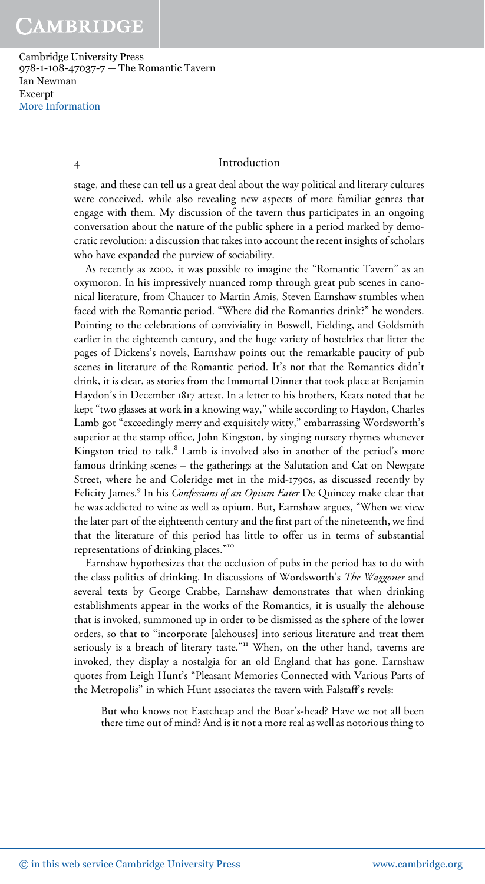stage, and these can tell us a great deal about the way political and literary cultures were conceived, while also revealing new aspects of more familiar genres that engage with them. My discussion of the tavern thus participates in an ongoing conversation about the nature of the public sphere in a period marked by democratic revolution: a discussion that takes into account the recent insights of scholars who have expanded the purview of sociability.

As recently as 2000, it was possible to imagine the "Romantic Tavern" as an oxymoron. In his impressively nuanced romp through great pub scenes in canonical literature, from Chaucer to Martin Amis, Steven Earnshaw stumbles when faced with the Romantic period. "Where did the Romantics drink?" he wonders. Pointing to the celebrations of conviviality in Boswell, Fielding, and Goldsmith earlier in the eighteenth century, and the huge variety of hostelries that litter the pages of Dickens's novels, Earnshaw points out the remarkable paucity of pub scenes in literature of the Romantic period. It's not that the Romantics didn't drink, it is clear, as stories from the Immortal Dinner that took place at Benjamin Haydon's in December 1817 attest. In a letter to his brothers, Keats noted that he kept "two glasses at work in a knowing way," while according to Haydon, Charles Lamb got "exceedingly merry and exquisitely witty," embarrassing Wordsworth's superior at the stamp office, John Kingston, by singing nursery rhymes whenever Kingston tried to talk.[8] Lamb is involved also in another of the period's more famous drinking scenes – the gatherings at the Salutation and Cat on Newgate Street, where he and Coleridge met in the mid-1790s, as discussed recently by Felicity James.[9] In his *Confessions of an Opium Eater* De Quincey make clear that he was addicted to wine as well as opium. But, Earnshaw argues, "When we view the later part of the eighteenth century and the first part of the nineteenth, we find that the literature of this period has little to offer us in terms of substantial representations of drinking places."[10]

Earnshaw hypothesizes that the occlusion of pubs in the period has to do with the class politics of drinking. In discussions of Wordsworth's *The Waggoner* and several texts by George Crabbe, Earnshaw demonstrates that when drinking establishments appear in the works of the Romantics, it is usually the alehouse that is invoked, summoned up in order to be dismissed as the sphere of the lower orders, so that to "incorporate [alehouses] into serious literature and treat them seriously is a breach of literary taste."[11] When, on the other hand, taverns are invoked, they display a nostalgia for an old England that has gone. Earnshaw quotes from Leigh Hunt's "Pleasant Memories Connected with Various Parts of the Metropolis" in which Hunt associates the tavern with Falstaff's revels:

> But who knows not Eastcheap and the Boar's-head? Have we not all been there time out of mind? And is it not a more real as well as notorious thing to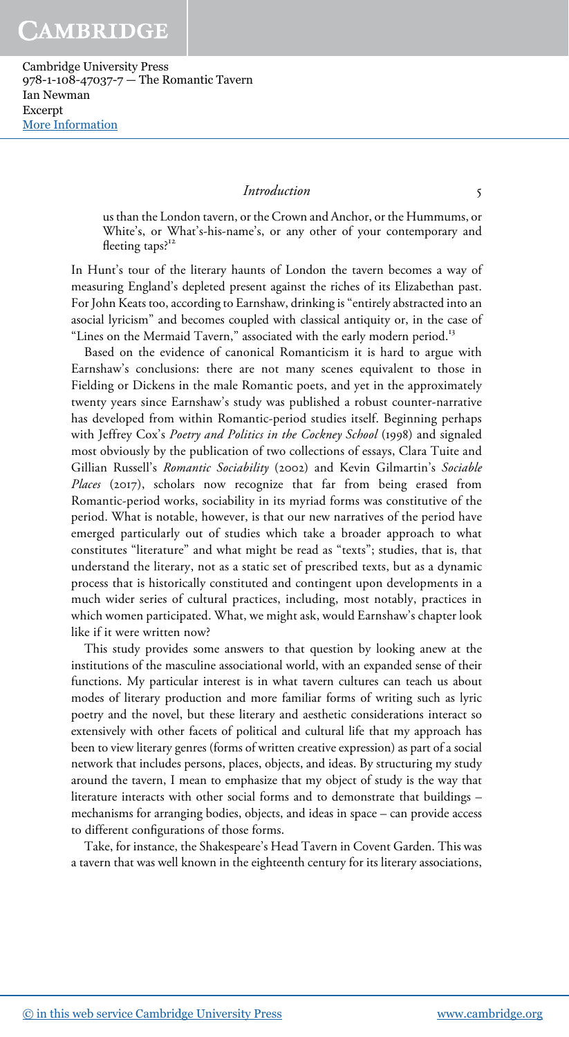us than the London tavern, or the Crown and Anchor, or the Hummums, or White's, or What's-his-name's, or any other of your contemporary and fleeting taps?[12]

In Hunt's tour of the literary haunts of London the tavern becomes a way of measuring England's depleted present against the riches of its Elizabethan past. For John Keats too, according to Earnshaw, drinking is "entirely abstracted into an asocial lyricism" and becomes coupled with classical antiquity or, in the case of "Lines on the Mermaid Tavern," associated with the early modern period.[13]

Based on the evidence of canonical Romanticism it is hard to argue with Earnshaw's conclusions: there are not many scenes equivalent to those in Fielding or Dickens in the male Romantic poets, and yet in the approximately twenty years since Earnshaw's study was published a robust counter-narrative has developed from within Romantic-period studies itself. Beginning perhaps with Jeffrey Cox's *Poetry and Politics in the Cockney School* (1998) and signaled most obviously by the publication of two collections of essays, Clara Tuite and Gillian Russell's *Romantic Sociability* (2002) and Kevin Gilmartin's *Sociable Places* (2017), scholars now recognize that far from being erased from Romantic-period works, sociability in its myriad forms was constitutive of the period. What is notable, however, is that our new narratives of the period have emerged particularly out of studies which take a broader approach to what constitutes "literature" and what might be read as "texts"; studies, that is, that understand the literary, not as a static set of prescribed texts, but as a dynamic process that is historically constituted and contingent upon developments in a much wider series of cultural practices, including, most notably, practices in which women participated. What, we might ask, would Earnshaw's chapter look like if it were written now?

This study provides some answers to that question by looking anew at the institutions of the masculine associational world, with an expanded sense of their functions. My particular interest is in what tavern cultures can teach us about modes of literary production and more familiar forms of writing such as lyric poetry and the novel, but these literary and aesthetic considerations interact so extensively with other facets of political and cultural life that my approach has been to view literary genres (forms of written creative expression) as part of a social network that includes persons, places, objects, and ideas. By structuring my study around the tavern, I mean to emphasize that my object of study is the way that literature interacts with other social forms and to demonstrate that buildings – mechanisms for arranging bodies, objects, and ideas in space – can provide access to different configurations of those forms.

Take, for instance, the Shakespeare's Head Tavern in Covent Garden. This was a tavern that was well known in the eighteenth century for its literary associations,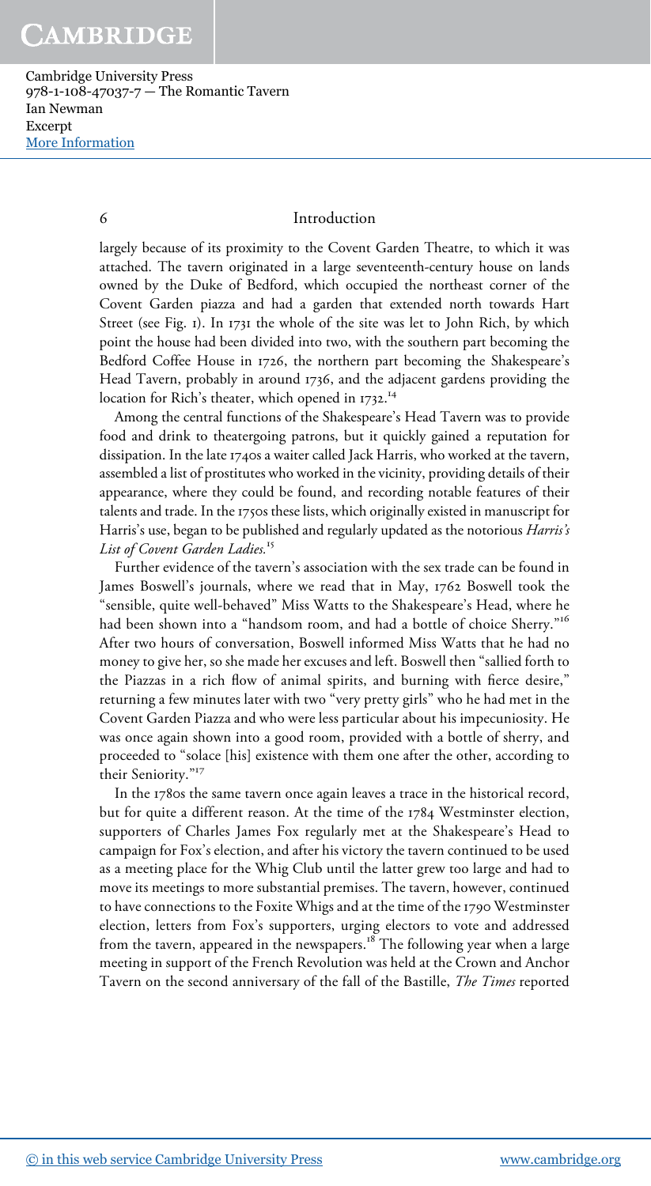largely because of its proximity to the Covent Garden Theatre, to which it was attached. The tavern originated in a large seventeenth-century house on lands owned by the Duke of Bedford, which occupied the northeast corner of the Covent Garden piazza and had a garden that extended north towards Hart Street (see Fig. 1). In 1731 the whole of the site was let to John Rich, by which point the house had been divided into two, with the southern part becoming the Bedford Coffee House in 1726, the northern part becoming the Shakespeare's Head Tavern, probably in around 1736, and the adjacent gardens providing the location for Rich's theater, which opened in 1732.[14]

Among the central functions of the Shakespeare's Head Tavern was to provide food and drink to theatergoing patrons, but it quickly gained a reputation for dissipation. In the late 1740s a waiter called Jack Harris, who worked at the tavern, assembled a list of prostitutes who worked in the vicinity, providing details of their appearance, where they could be found, and recording notable features of their talents and trade. In the 1750s these lists, which originally existed in manuscript for Harris's use, began to be published and regularly updated as the notorious *Harris's List of Covent Garden Ladies.*[15]

Further evidence of the tavern's association with the sex trade can be found in James Boswell's journals, where we read that in May, 1762 Boswell took the "sensible, quite well-behaved" Miss Watts to the Shakespeare's Head, where he had been shown into a "handsom room, and had a bottle of choice Sherry."[16] After two hours of conversation, Boswell informed Miss Watts that he had no money to give her, so she made her excuses and left. Boswell then "sallied forth to the Piazzas in a rich flow of animal spirits, and burning with fierce desire," returning a few minutes later with two "very pretty girls" who he had met in the Covent Garden Piazza and who were less particular about his impecuniosity. He was once again shown into a good room, provided with a bottle of sherry, and proceeded to "solace [his] existence with them one after the other, according to their Seniority."[17]

In the 1780s the same tavern once again leaves a trace in the historical record, but for quite a different reason. At the time of the 1784 Westminster election, supporters of Charles James Fox regularly met at the Shakespeare's Head to campaign for Fox's election, and after his victory the tavern continued to be used as a meeting place for the Whig Club until the latter grew too large and had to move its meetings to more substantial premises. The tavern, however, continued to have connections to the Foxite Whigs and at the time of the 1790 Westminster election, letters from Fox's supporters, urging electors to vote and addressed from the tavern, appeared in the newspapers.[18] The following year when a large meeting in support of the French Revolution was held at the Crown and Anchor Tavern on the second anniversary of the fall of the Bastille, *The Times* reported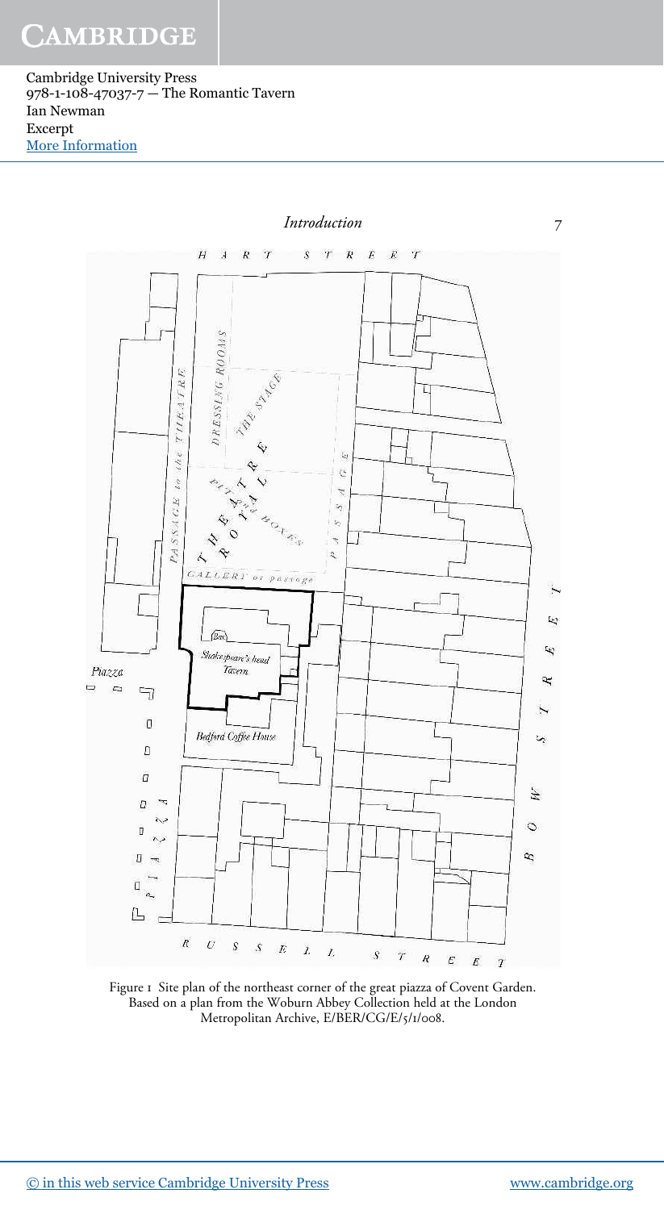Figure 1 Site plan of the northeast corner of the great piazza of Covent Garden. Based on a plan from the Woburn Abbey Collection held at the London Metropolitan Archive, E/BER/CG/E/5/1/008.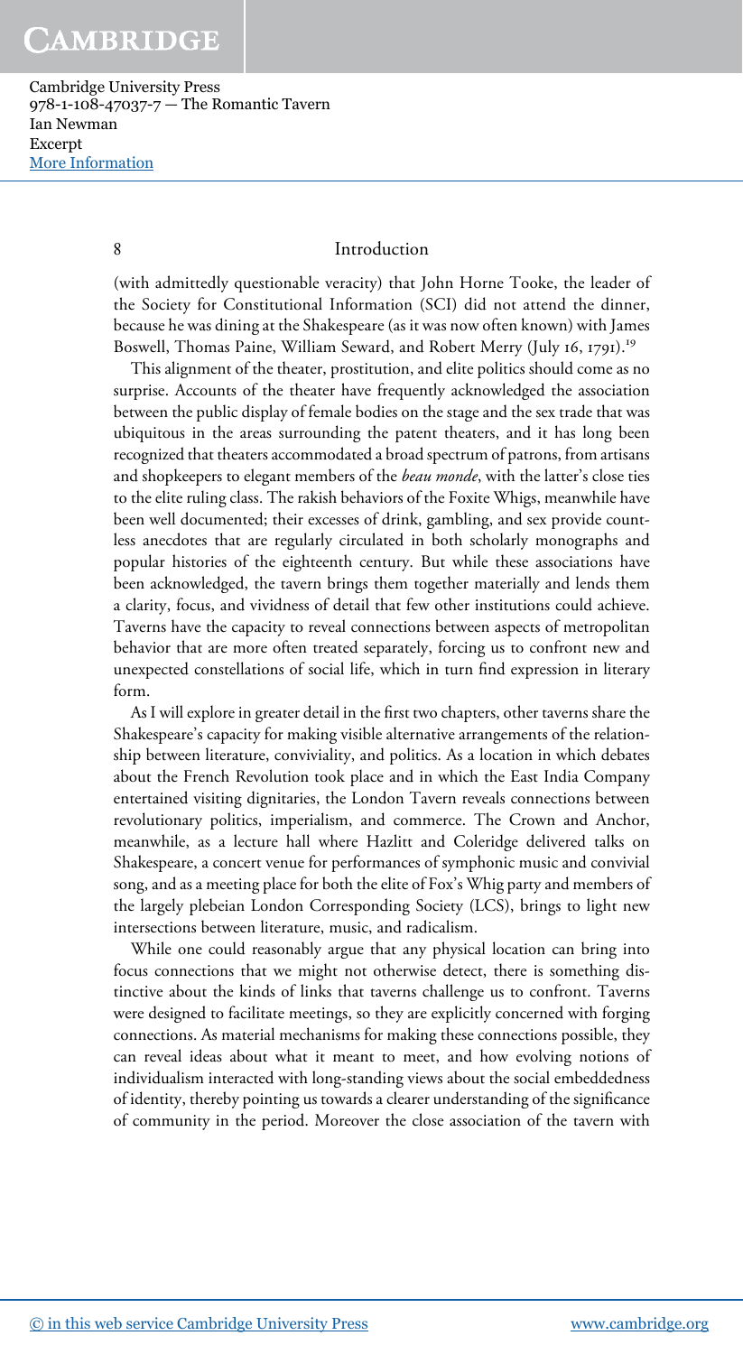(with admittedly questionable veracity) that John Horne Tooke, the leader of the Society for Constitutional Information (SCI) did not attend the dinner, because he was dining at the Shakespeare (as it was now often known) with James Boswell, Thomas Paine, William Seward, and Robert Merry (July 16, 1791).[19]

This alignment of the theater, prostitution, and elite politics should come as no surprise. Accounts of the theater have frequently acknowledged the association between the public display of female bodies on the stage and the sex trade that was ubiquitous in the areas surrounding the patent theaters, and it has long been recognized that theaters accommodated a broad spectrum of patrons, from artisans and shopkeepers to elegant members of the *beau monde*, with the latter's close ties to the elite ruling class. The rakish behaviors of the Foxite Whigs, meanwhile have been well documented; their excesses of drink, gambling, and sex provide countless anecdotes that are regularly circulated in both scholarly monographs and popular histories of the eighteenth century. But while these associations have been acknowledged, the tavern brings them together materially and lends them a clarity, focus, and vividness of detail that few other institutions could achieve. Taverns have the capacity to reveal connections between aspects of metropolitan behavior that are more often treated separately, forcing us to confront new and unexpected constellations of social life, which in turn find expression in literary form.

As I will explore in greater detail in the first two chapters, other taverns share the Shakespeare's capacity for making visible alternative arrangements of the relationship between literature, conviviality, and politics. As a location in which debates about the French Revolution took place and in which the East India Company entertained visiting dignitaries, the London Tavern reveals connections between revolutionary politics, imperialism, and commerce. The Crown and Anchor, meanwhile, as a lecture hall where Hazlitt and Coleridge delivered talks on Shakespeare, a concert venue for performances of symphonic music and convivial song, and as a meeting place for both the elite of Fox's Whig party and members of the largely plebeian London Corresponding Society (LCS), brings to light new intersections between literature, music, and radicalism.

While one could reasonably argue that any physical location can bring into focus connections that we might not otherwise detect, there is something distinctive about the kinds of links that taverns challenge us to confront. Taverns were designed to facilitate meetings, so they are explicitly concerned with forging connections. As material mechanisms for making these connections possible, they can reveal ideas about what it meant to meet, and how evolving notions of individualism interacted with long-standing views about the social embeddedness of identity, thereby pointing us towards a clearer understanding of the significance of community in the period. Moreover the close association of the tavern with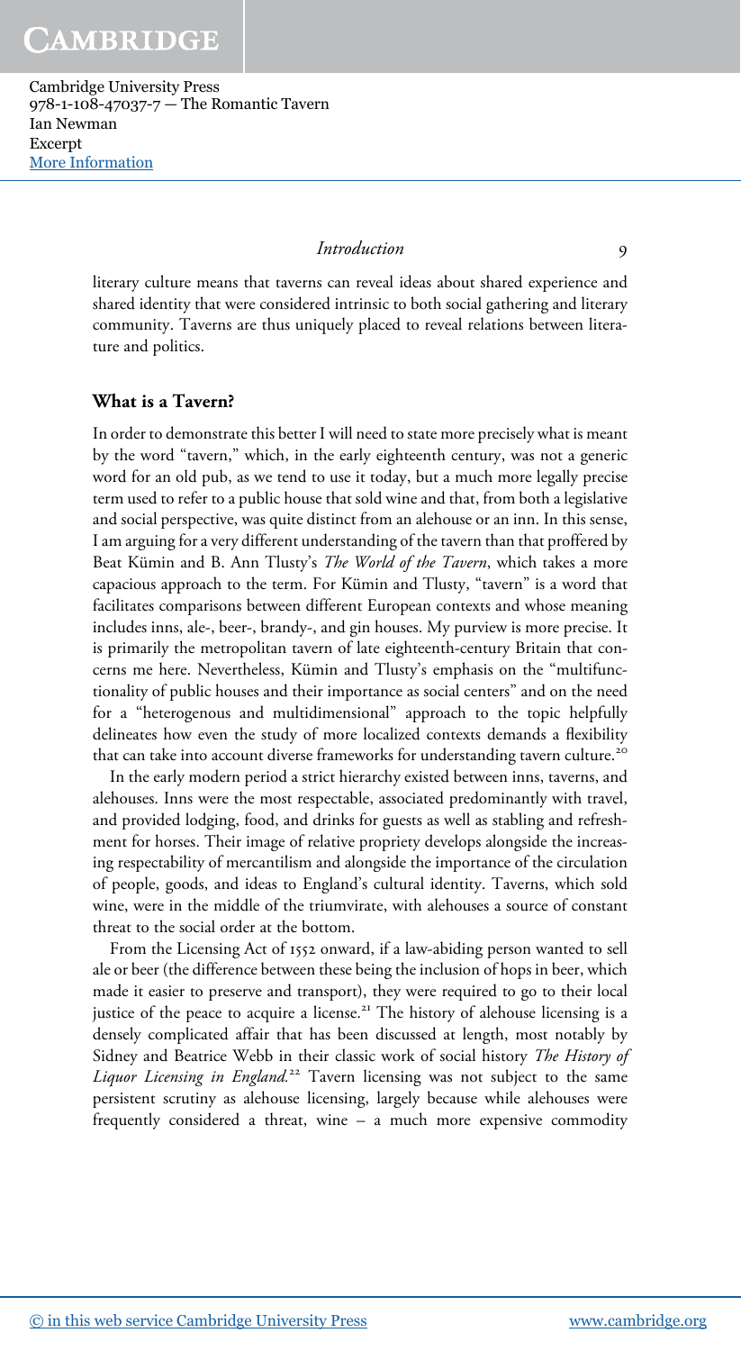literary culture means that taverns can reveal ideas about shared experience and shared identity that were considered intrinsic to both social gathering and literary community. Taverns are thus uniquely placed to reveal relations between literature and politics.

## What is a Tavern?

In order to demonstrate this better I will need to state more precisely what is meant by the word "tavern," which, in the early eighteenth century, was not a generic word for an old pub, as we tend to use it today, but a much more legally precise term used to refer to a public house that sold wine and that, from both a legislative and social perspective, was quite distinct from an alehouse or an inn. In this sense, I am arguing for a very different understanding of the tavern than that proffered by Beat Kümin and B. Ann Tlusty's *The World of the Tavern*, which takes a more capacious approach to the term. For Kümin and Tlusty, "tavern" is a word that facilitates comparisons between different European contexts and whose meaning includes inns, ale-, beer-, brandy-, and gin houses. My purview is more precise. It is primarily the metropolitan tavern of late eighteenth-century Britain that concerns me here. Nevertheless, Kümin and Tlusty's emphasis on the "multifunctionality of public houses and their importance as social centers" and on the need for a "heterogenous and multidimensional" approach to the topic helpfully delineates how even the study of more localized contexts demands a flexibility that can take into account diverse frameworks for understanding tavern culture.[20]

In the early modern period a strict hierarchy existed between inns, taverns, and alehouses. Inns were the most respectable, associated predominantly with travel, and provided lodging, food, and drinks for guests as well as stabling and refreshment for horses. Their image of relative propriety develops alongside the increasing respectability of mercantilism and alongside the importance of the circulation of people, goods, and ideas to England's cultural identity. Taverns, which sold wine, were in the middle of the triumvirate, with alehouses a source of constant threat to the social order at the bottom.

From the Licensing Act of 1552 onward, if a law-abiding person wanted to sell ale or beer (the difference between these being the inclusion of hops in beer, which made it easier to preserve and transport), they were required to go to their local justice of the peace to acquire a license.[21] The history of alehouse licensing is a densely complicated affair that has been discussed at length, most notably by Sidney and Beatrice Webb in their classic work of social history *The History of Liquor Licensing in England*.[22] Tavern licensing was not subject to the same persistent scrutiny as alehouse licensing, largely because while alehouses were frequently considered a threat, wine – a much more expensive commodity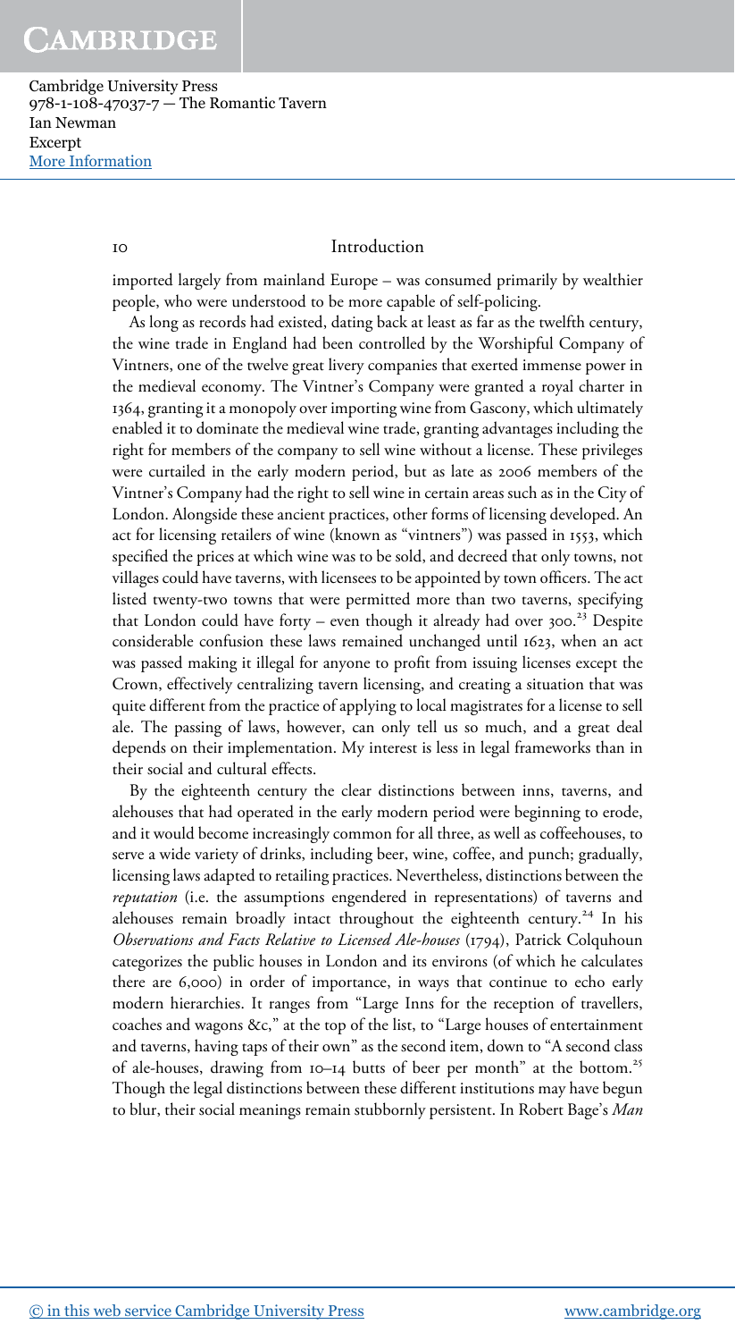imported largely from mainland Europe – was consumed primarily by wealthier people, who were understood to be more capable of self-policing.

As long as records had existed, dating back at least as far as the twelfth century, the wine trade in England had been controlled by the Worshipful Company of Vintners, one of the twelve great livery companies that exerted immense power in the medieval economy. The Vintner's Company were granted a royal charter in 1364, granting it a monopoly over importing wine from Gascony, which ultimately enabled it to dominate the medieval wine trade, granting advantages including the right for members of the company to sell wine without a license. These privileges were curtailed in the early modern period, but as late as 2006 members of the Vintner's Company had the right to sell wine in certain areas such as in the City of London. Alongside these ancient practices, other forms of licensing developed. An act for licensing retailers of wine (known as "vintners") was passed in 1553, which specified the prices at which wine was to be sold, and decreed that only towns, not villages could have taverns, with licensees to be appointed by town officers. The act listed twenty-two towns that were permitted more than two taverns, specifying that London could have forty – even though it already had over 300.[23] Despite considerable confusion these laws remained unchanged until 1623, when an act was passed making it illegal for anyone to profit from issuing licenses except the Crown, effectively centralizing tavern licensing, and creating a situation that was quite different from the practice of applying to local magistrates for a license to sell ale. The passing of laws, however, can only tell us so much, and a great deal depends on their implementation. My interest is less in legal frameworks than in their social and cultural effects.

By the eighteenth century the clear distinctions between inns, taverns, and alehouses that had operated in the early modern period were beginning to erode, and it would become increasingly common for all three, as well as coffeehouses, to serve a wide variety of drinks, including beer, wine, coffee, and punch; gradually, licensing laws adapted to retailing practices. Nevertheless, distinctions between the *reputation* (i.e. the assumptions engendered in representations) of taverns and alehouses remain broadly intact throughout the eighteenth century.[24] In his *Observations and Facts Relative to Licensed Ale-houses* (1794), Patrick Colquhoun categorizes the public houses in London and its environs (of which he calculates there are 6,000) in order of importance, in ways that continue to echo early modern hierarchies. It ranges from "Large Inns for the reception of travellers, coaches and wagons &c," at the top of the list, to "Large houses of entertainment and taverns, having taps of their own" as the second item, down to "A second class of ale-houses, drawing from 10–14 butts of beer per month" at the bottom.[25] Though the legal distinctions between these different institutions may have begun to blur, their social meanings remain stubbornly persistent. In Robert Bage's *Man*